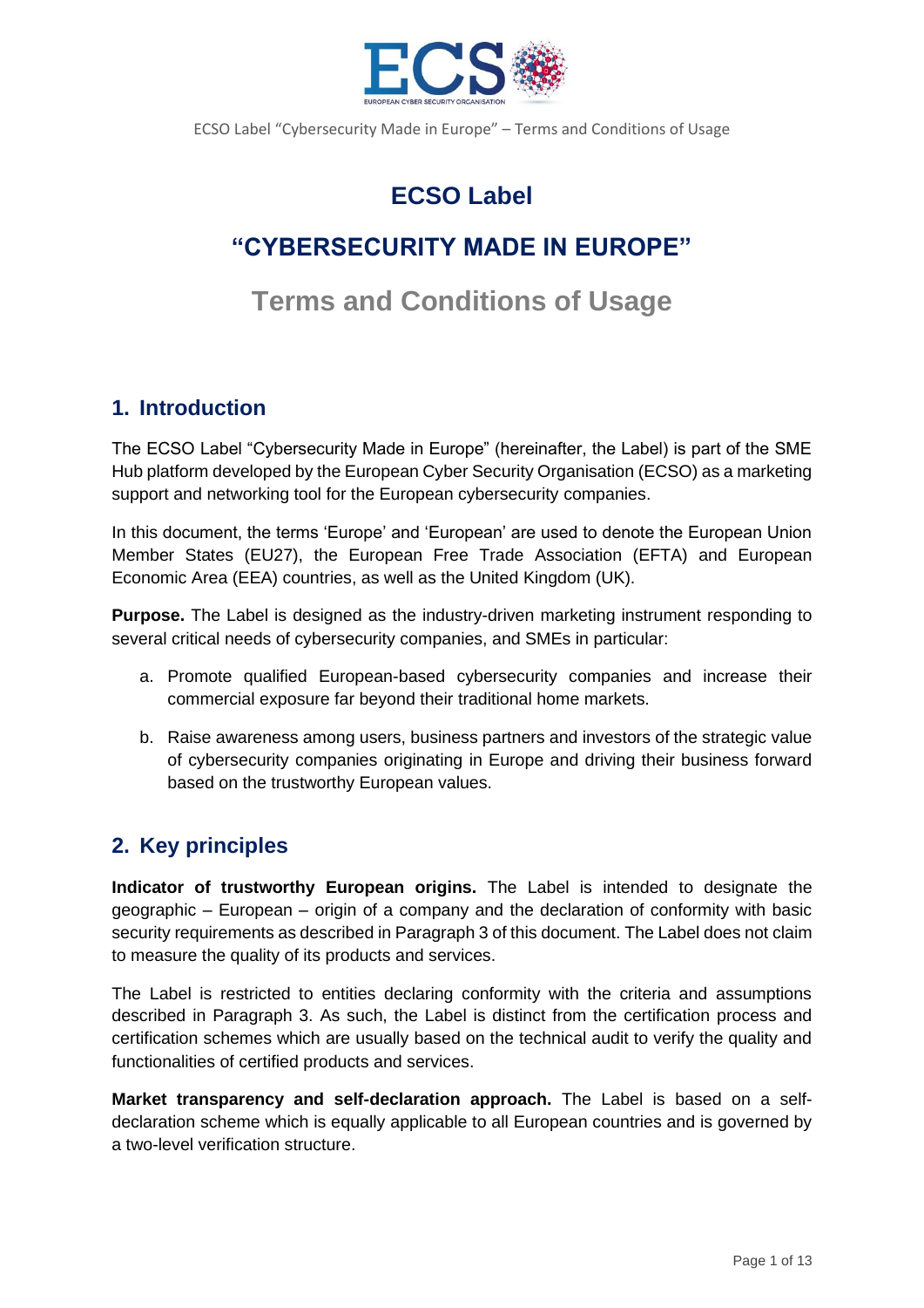# ECSO Label

# "CYBERSECURITY MADE IN EUROPE"

## Terms and Conditions of Usage

## 1. Introduction

The ECSO Label "Cybersecurity Made in Europe" (hereinafter, the Label) is part of the SME Hub platform developed by the European Cyber Security Organisation (ECSO) as a marketing support and networking tool for the European cybersecurity companies.

In this document, the terms 'Europe' and 'European' are used to denote the European Union Member States (EU27), the European Free Trade Association (EFTA) and European Economic Area (EEA) countries, as well as the United Kingdom (UK).

**Purpose.** The Label is designed as the industry-driven marketing instrument responding to several critical needs of cybersecurity companies, and SMEs in particular:

a. Promote qualified European-based cybersecurity companies and increase their commercial exposure far beyond their traditional home markets.

b. Raise awareness among users, business partners and investors of the strategic value of cybersecurity companies originating in Europe and driving their business forward based on the trustworthy European values.

## 2. Key principles

**Indicator of trustworthy European origins.** The Label is intended to designate the geographic – European – origin of a company and the declaration of conformity with basic security requirements as described in Paragraph 3 of this document. The Label does not claim to measure the quality of its products and services.

The Label is restricted to entities declaring conformity with the criteria and assumptions described in Paragraph 3. As such, the Label is distinct from the certification process and certification schemes which are usually based on the technical audit to verify the quality and functionalities of certified products and services.

**Market transparency and self-declaration approach.** The Label is based on a self-declaration scheme which is equally applicable to all European countries and is governed by a two-level verification structure.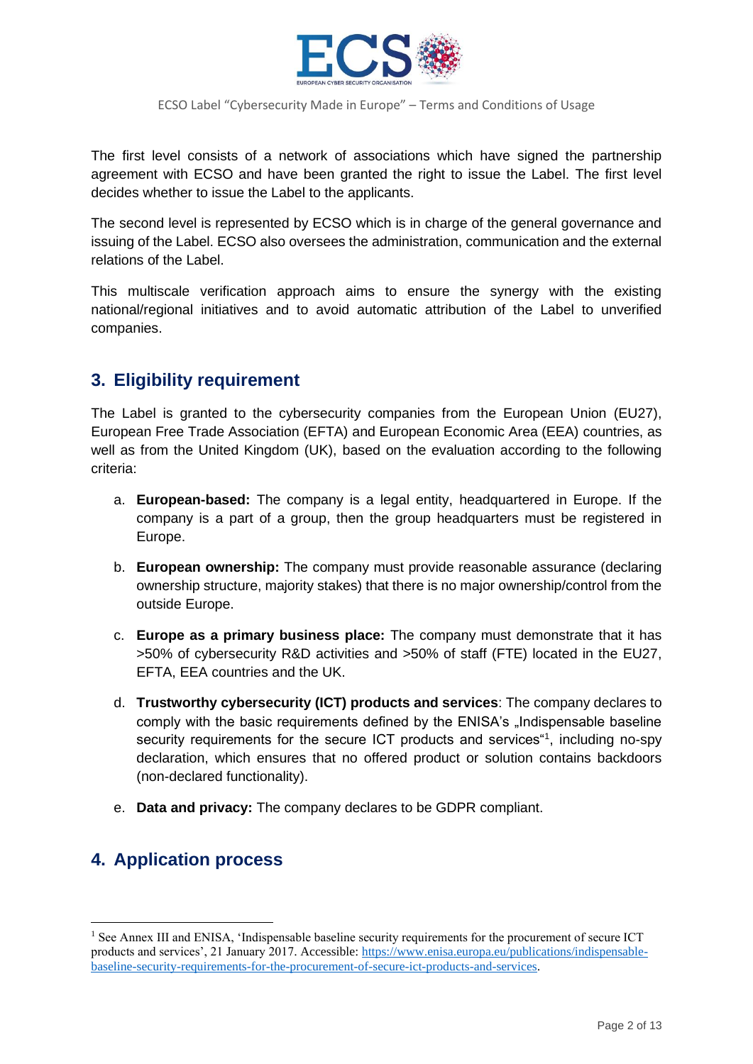The first level consists of a network of associations which have signed the partnership agreement with ECSO and have been granted the right to issue the Label. The first level decides whether to issue the Label to the applicants.

The second level is represented by ECSO which is in charge of the general governance and issuing of the Label. ECSO also oversees the administration, communication and the external relations of the Label.

This multiscale verification approach aims to ensure the synergy with the existing national/regional initiatives and to avoid automatic attribution of the Label to unverified companies.

## 3. Eligibility requirement

The Label is granted to the cybersecurity companies from the European Union (EU27), European Free Trade Association (EFTA) and European Economic Area (EEA) countries, as well as from the United Kingdom (UK), based on the evaluation according to the following criteria:

a. **European-based:** The company is a legal entity, headquartered in Europe. If the company is a part of a group, then the group headquarters must be registered in Europe.

b. **European ownership:** The company must provide reasonable assurance (declaring ownership structure, majority stakes) that there is no major ownership/control from the outside Europe.

c. **Europe as a primary business place:** The company must demonstrate that it has >50% of cybersecurity R&D activities and >50% of staff (FTE) located in the EU27, EFTA, EEA countries and the UK.

d. **Trustworthy cybersecurity (ICT) products and services**: The company declares to comply with the basic requirements defined by the ENISA's „Indispensable baseline security requirements for the secure ICT products and services"[1], including no-spy declaration, which ensures that no offered product or solution contains backdoors (non-declared functionality).

e. **Data and privacy:** The company declares to be GDPR compliant.

## 4. Application process

[1] See Annex III and ENISA, 'Indispensable baseline security requirements for the procurement of secure ICT products and services', 21 January 2017. Accessible: https://www.enisa.europa.eu/publications/indispensable-baseline-security-requirements-for-the-procurement-of-secure-ict-products-and-services.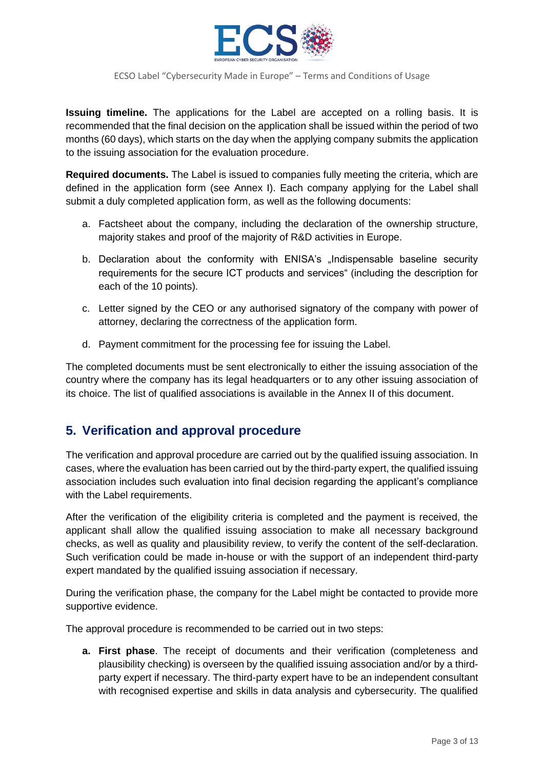**Issuing timeline.** The applications for the Label are accepted on a rolling basis. It is recommended that the final decision on the application shall be issued within the period of two months (60 days), which starts on the day when the applying company submits the application to the issuing association for the evaluation procedure.

**Required documents.** The Label is issued to companies fully meeting the criteria, which are defined in the application form (see Annex I). Each company applying for the Label shall submit a duly completed application form, as well as the following documents:

a. Factsheet about the company, including the declaration of the ownership structure, majority stakes and proof of the majority of R&D activities in Europe.

b. Declaration about the conformity with ENISA's „Indispensable baseline security requirements for the secure ICT products and services" (including the description for each of the 10 points).

c. Letter signed by the CEO or any authorised signatory of the company with power of attorney, declaring the correctness of the application form.

d. Payment commitment for the processing fee for issuing the Label.

The completed documents must be sent electronically to either the issuing association of the country where the company has its legal headquarters or to any other issuing association of its choice. The list of qualified associations is available in the Annex II of this document.

## 5. Verification and approval procedure

The verification and approval procedure are carried out by the qualified issuing association. In cases, where the evaluation has been carried out by the third-party expert, the qualified issuing association includes such evaluation into final decision regarding the applicant's compliance with the Label requirements.

After the verification of the eligibility criteria is completed and the payment is received, the applicant shall allow the qualified issuing association to make all necessary background checks, as well as quality and plausibility review, to verify the content of the self-declaration. Such verification could be made in-house or with the support of an independent third-party expert mandated by the qualified issuing association if necessary.

During the verification phase, the company for the Label might be contacted to provide more supportive evidence.

The approval procedure is recommended to be carried out in two steps:

**a. First phase**. The receipt of documents and their verification (completeness and plausibility checking) is overseen by the qualified issuing association and/or by a third-party expert if necessary. The third-party expert have to be an independent consultant with recognised expertise and skills in data analysis and cybersecurity. The qualified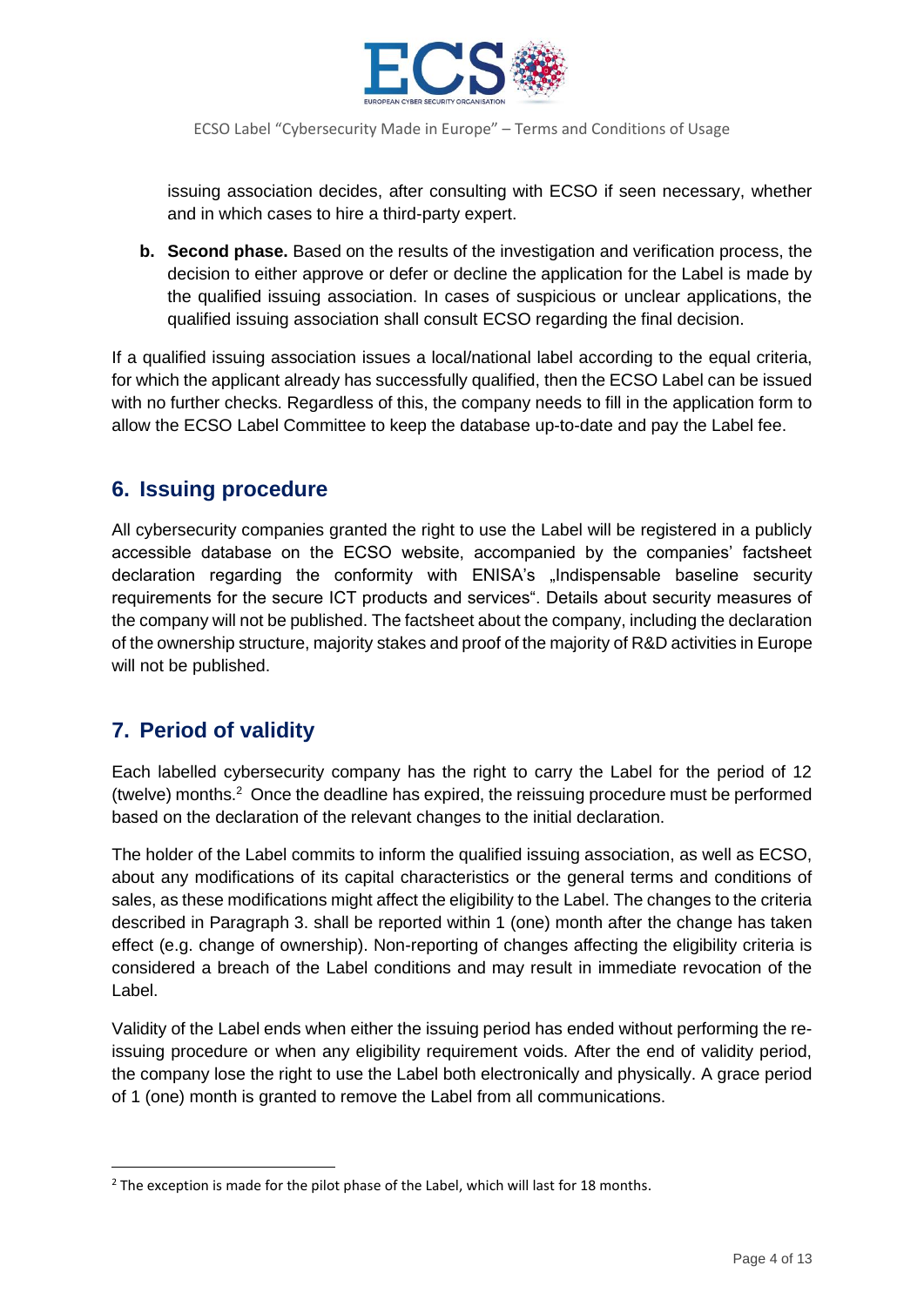issuing association decides, after consulting with ECSO if seen necessary, whether and in which cases to hire a third-party expert.

b. **Second phase.** Based on the results of the investigation and verification process, the decision to either approve or defer or decline the application for the Label is made by the qualified issuing association. In cases of suspicious or unclear applications, the qualified issuing association shall consult ECSO regarding the final decision.

If a qualified issuing association issues a local/national label according to the equal criteria, for which the applicant already has successfully qualified, then the ECSO Label can be issued with no further checks. Regardless of this, the company needs to fill in the application form to allow the ECSO Label Committee to keep the database up-to-date and pay the Label fee.

## 6. Issuing procedure

All cybersecurity companies granted the right to use the Label will be registered in a publicly accessible database on the ECSO website, accompanied by the companies' factsheet declaration regarding the conformity with ENISA's „Indispensable baseline security requirements for the secure ICT products and services". Details about security measures of the company will not be published. The factsheet about the company, including the declaration of the ownership structure, majority stakes and proof of the majority of R&D activities in Europe will not be published.

## 7. Period of validity

Each labelled cybersecurity company has the right to carry the Label for the period of 12 (twelve) months.[2] Once the deadline has expired, the reissuing procedure must be performed based on the declaration of the relevant changes to the initial declaration.

The holder of the Label commits to inform the qualified issuing association, as well as ECSO, about any modifications of its capital characteristics or the general terms and conditions of sales, as these modifications might affect the eligibility to the Label. The changes to the criteria described in Paragraph 3. shall be reported within 1 (one) month after the change has taken effect (e.g. change of ownership). Non-reporting of changes affecting the eligibility criteria is considered a breach of the Label conditions and may result in immediate revocation of the Label.

Validity of the Label ends when either the issuing period has ended without performing the re-issuing procedure or when any eligibility requirement voids. After the end of validity period, the company lose the right to use the Label both electronically and physically. A grace period of 1 (one) month is granted to remove the Label from all communications.

---

[2] The exception is made for the pilot phase of the Label, which will last for 18 months.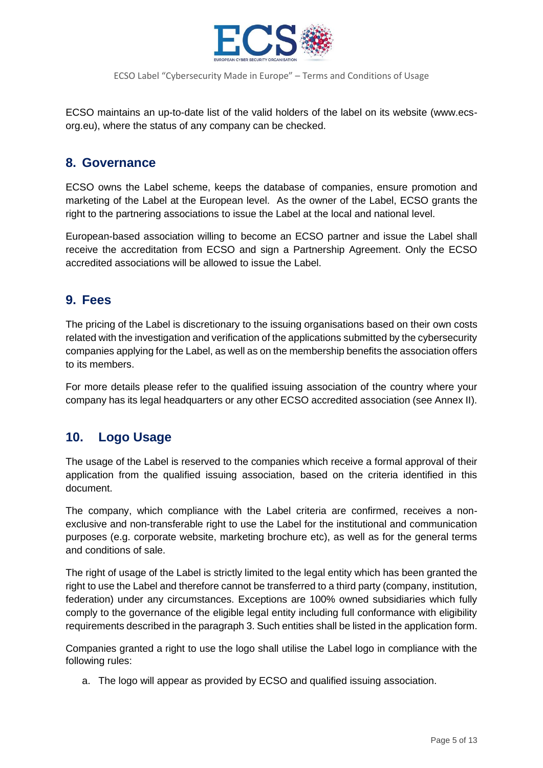ECSO maintains an up-to-date list of the valid holders of the label on its website (www.ecs-org.eu), where the status of any company can be checked.

## 8. Governance

ECSO owns the Label scheme, keeps the database of companies, ensure promotion and marketing of the Label at the European level. As the owner of the Label, ECSO grants the right to the partnering associations to issue the Label at the local and national level.

European-based association willing to become an ECSO partner and issue the Label shall receive the accreditation from ECSO and sign a Partnership Agreement. Only the ECSO accredited associations will be allowed to issue the Label.

## 9. Fees

The pricing of the Label is discretionary to the issuing organisations based on their own costs related with the investigation and verification of the applications submitted by the cybersecurity companies applying for the Label, as well as on the membership benefits the association offers to its members.

For more details please refer to the qualified issuing association of the country where your company has its legal headquarters or any other ECSO accredited association (see Annex II).

## 10. Logo Usage

The usage of the Label is reserved to the companies which receive a formal approval of their application from the qualified issuing association, based on the criteria identified in this document.

The company, which compliance with the Label criteria are confirmed, receives a non-exclusive and non-transferable right to use the Label for the institutional and communication purposes (e.g. corporate website, marketing brochure etc), as well as for the general terms and conditions of sale.

The right of usage of the Label is strictly limited to the legal entity which has been granted the right to use the Label and therefore cannot be transferred to a third party (company, institution, federation) under any circumstances. Exceptions are 100% owned subsidiaries which fully comply to the governance of the eligible legal entity including full conformance with eligibility requirements described in the paragraph 3. Such entities shall be listed in the application form.

Companies granted a right to use the logo shall utilise the Label logo in compliance with the following rules:

a. The logo will appear as provided by ECSO and qualified issuing association.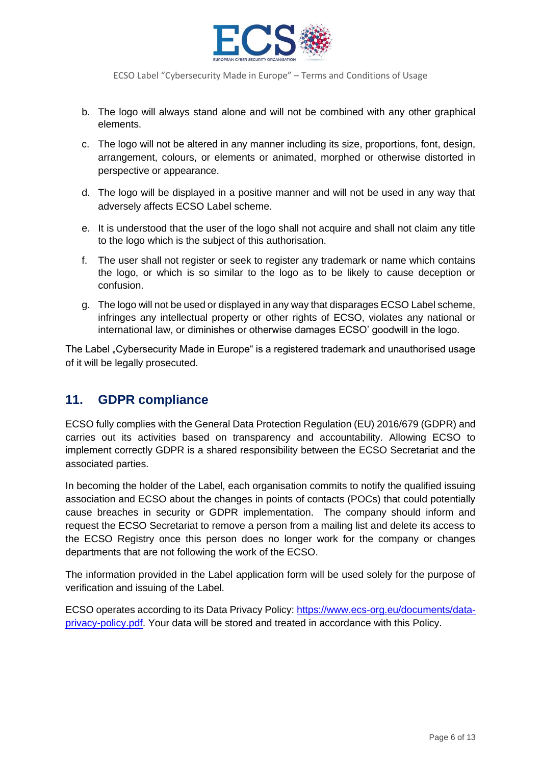b. The logo will always stand alone and will not be combined with any other graphical elements.

c. The logo will not be altered in any manner including its size, proportions, font, design, arrangement, colours, or elements or animated, morphed or otherwise distorted in perspective or appearance.

d. The logo will be displayed in a positive manner and will not be used in any way that adversely affects ECSO Label scheme.

e. It is understood that the user of the logo shall not acquire and shall not claim any title to the logo which is the subject of this authorisation.

f. The user shall not register or seek to register any trademark or name which contains the logo, or which is so similar to the logo as to be likely to cause deception or confusion.

g. The logo will not be used or displayed in any way that disparages ECSO Label scheme, infringes any intellectual property or other rights of ECSO, violates any national or international law, or diminishes or otherwise damages ECSO' goodwill in the logo.

The Label „Cybersecurity Made in Europe" is a registered trademark and unauthorised usage of it will be legally prosecuted.

## 11. GDPR compliance

ECSO fully complies with the General Data Protection Regulation (EU) 2016/679 (GDPR) and carries out its activities based on transparency and accountability. Allowing ECSO to implement correctly GDPR is a shared responsibility between the ECSO Secretariat and the associated parties.

In becoming the holder of the Label, each organisation commits to notify the qualified issuing association and ECSO about the changes in points of contacts (POCs) that could potentially cause breaches in security or GDPR implementation. The company should inform and request the ECSO Secretariat to remove a person from a mailing list and delete its access to the ECSO Registry once this person does no longer work for the company or changes departments that are not following the work of the ECSO.

The information provided in the Label application form will be used solely for the purpose of verification and issuing of the Label.

ECSO operates according to its Data Privacy Policy: [https://www.ecs-org.eu/documents/data-privacy-policy.pdf](https://www.ecs-org.eu/documents/data-privacy-policy.pdf). Your data will be stored and treated in accordance with this Policy.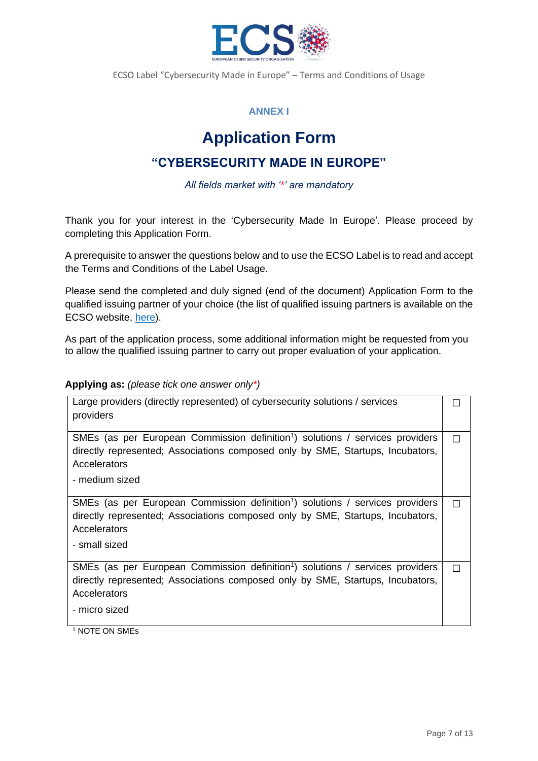**ANNEX I**

# Application Form

## "CYBERSECURITY MADE IN EUROPE"

*All fields market with '*' are mandatory*

Thank you for your interest in the 'Cybersecurity Made In Europe'. Please proceed by completing this Application Form.

A prerequisite to answer the questions below and to use the ECSO Label is to read and accept the Terms and Conditions of the Label Usage.

Please send the completed and duly signed (end of the document) Application Form to the qualified issuing partner of your choice (the list of qualified issuing partners is available on the ECSO website, [here](#)).

As part of the application process, some additional information might be requested from you to allow the qualified issuing partner to carry out proper evaluation of your application.

**Applying as:** *(please tick one answer only*)*

| | |
|---|---|
| Large providers (directly represented) of cybersecurity solutions / services providers | ☐ |
| SMEs (as per European Commission definition[1]) solutions / services providers directly represented; Associations composed only by SME, Startups, Incubators, Accelerators<br><br>- medium sized | ☐ |
| SMEs (as per European Commission definition[1]) solutions / services providers directly represented; Associations composed only by SME, Startups, Incubators, Accelerators<br><br>- small sized | ☐ |
| SMEs (as per European Commission definition[1]) solutions / services providers directly represented; Associations composed only by SME, Startups, Incubators, Accelerators<br><br>- micro sized | ☐ |

[1] NOTE ON SMEs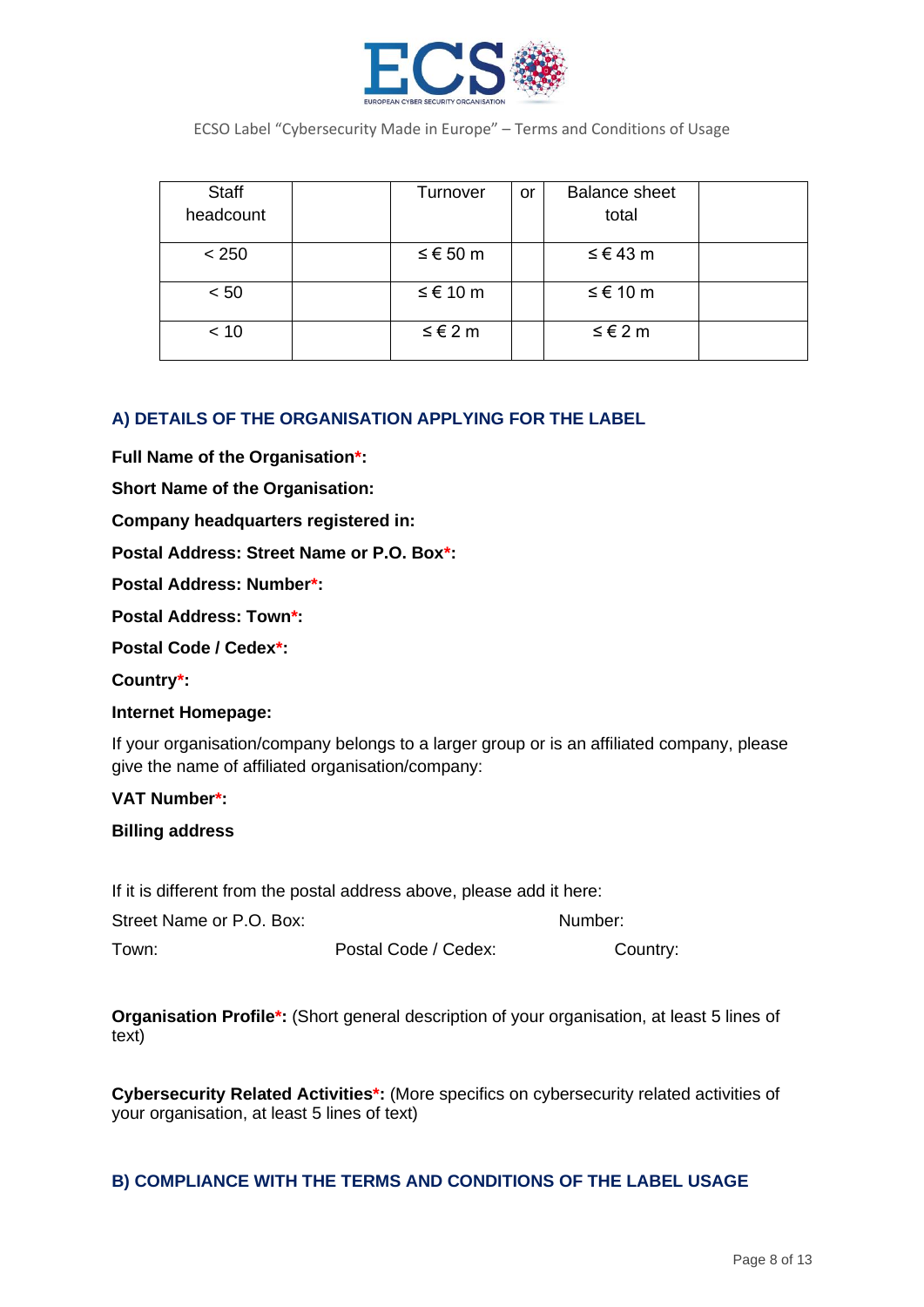| Staff headcount | | Turnover | or | Balance sheet total | |
|---|---|---|---|---|---|
| < 250 | | ≤ € 50 m | | ≤ € 43 m | |
| < 50 | | ≤ € 10 m | | ≤ € 10 m | |
| < 10 | | ≤ € 2 m | | ≤ € 2 m | |

## A) DETAILS OF THE ORGANISATION APPLYING FOR THE LABEL

**Full Name of the Organisation*:**

**Short Name of the Organisation:**

**Company headquarters registered in:**

**Postal Address: Street Name or P.O. Box*:**

**Postal Address: Number*:**

**Postal Address: Town*:**

**Postal Code / Cedex*:**

**Country*:**

**Internet Homepage:**

If your organisation/company belongs to a larger group or is an affiliated company, please give the name of affiliated organisation/company:

**VAT Number*:**

**Billing address**

If it is different from the postal address above, please add it here:

Street Name or P.O. Box: Number:

Town: Postal Code / Cedex: Country:

**Organisation Profile*:** (Short general description of your organisation, at least 5 lines of text)

**Cybersecurity Related Activities*:** (More specifics on cybersecurity related activities of your organisation, at least 5 lines of text)

## B) COMPLIANCE WITH THE TERMS AND CONDITIONS OF THE LABEL USAGE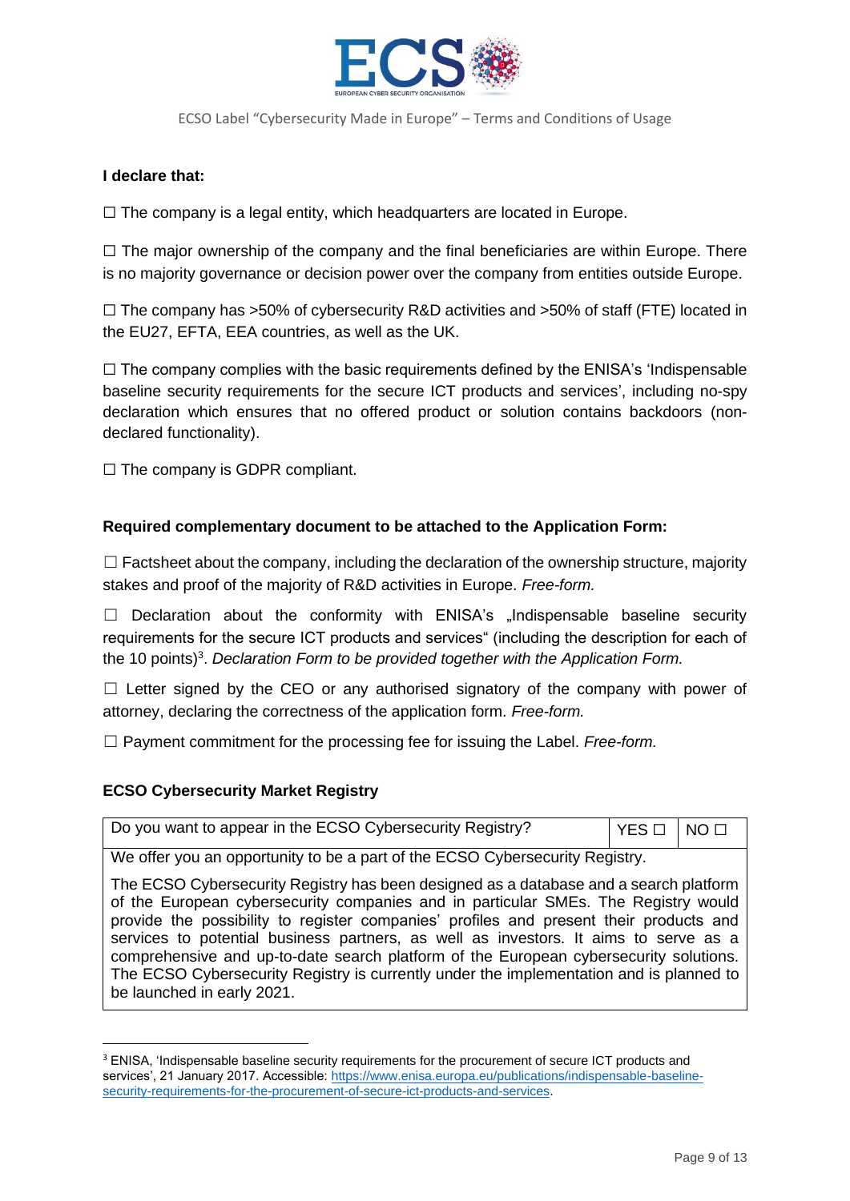**I declare that:**

☐ The company is a legal entity, which headquarters are located in Europe.

☐ The major ownership of the company and the final beneficiaries are within Europe. There is no majority governance or decision power over the company from entities outside Europe.

☐ The company has >50% of cybersecurity R&D activities and >50% of staff (FTE) located in the EU27, EFTA, EEA countries, as well as the UK.

☐ The company complies with the basic requirements defined by the ENISA's 'Indispensable baseline security requirements for the secure ICT products and services', including no-spy declaration which ensures that no offered product or solution contains backdoors (non-declared functionality).

☐ The company is GDPR compliant.

**Required complementary document to be attached to the Application Form:**

☐ Factsheet about the company, including the declaration of the ownership structure, majority stakes and proof of the majority of R&D activities in Europe. *Free-form.*

☐ Declaration about the conformity with ENISA's „Indispensable baseline security requirements for the secure ICT products and services" (including the description for each of the 10 points)[3]. *Declaration Form to be provided together with the Application Form.*

☐ Letter signed by the CEO or any authorised signatory of the company with power of attorney, declaring the correctness of the application form. *Free-form.*

☐ Payment commitment for the processing fee for issuing the Label. *Free-form.*

**ECSO Cybersecurity Market Registry**

| Do you want to appear in the ECSO Cybersecurity Registry? | YES ☐ | NO ☐ |
|---|---|---|
| We offer you an opportunity to be a part of the ECSO Cybersecurity Registry.<br><br>The ECSO Cybersecurity Registry has been designed as a database and a search platform of the European cybersecurity companies and in particular SMEs. The Registry would provide the possibility to register companies' profiles and present their products and services to potential business partners, as well as investors. It aims to serve as a comprehensive and up-to-date search platform of the European cybersecurity solutions. The ECSO Cybersecurity Registry is currently under the implementation and is planned to be launched in early 2021. | | |

[3] ENISA, 'Indispensable baseline security requirements for the procurement of secure ICT products and services', 21 January 2017. Accessible: https://www.enisa.europa.eu/publications/indispensable-baseline-security-requirements-for-the-procurement-of-secure-ict-products-and-services.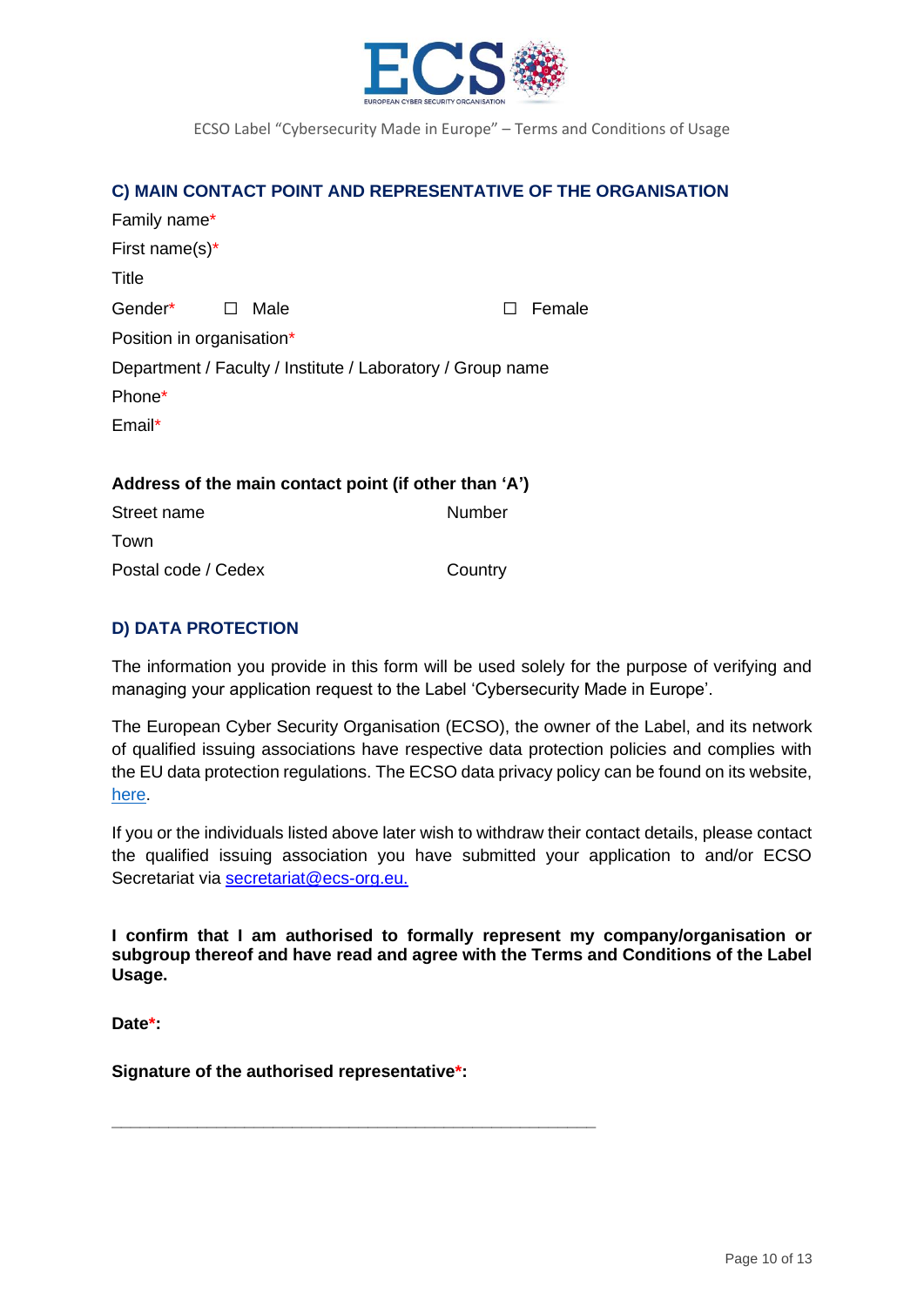## C) MAIN CONTACT POINT AND REPRESENTATIVE OF THE ORGANISATION

Family name*

First name(s)*

Title

Gender* ☐ Male ☐ Female

Position in organisation*

Department / Faculty / Institute / Laboratory / Group name

Phone*

Email*

**Address of the main contact point (if other than 'A')**

Street name Number

Town

Postal code / Cedex Country

## D) DATA PROTECTION

The information you provide in this form will be used solely for the purpose of verifying and managing your application request to the Label 'Cybersecurity Made in Europe'.

The European Cyber Security Organisation (ECSO), the owner of the Label, and its network of qualified issuing associations have respective data protection policies and complies with the EU data protection regulations. The ECSO data privacy policy can be found on its website, here.

If you or the individuals listed above later wish to withdraw their contact details, please contact the qualified issuing association you have submitted your application to and/or ECSO Secretariat via secretariat@ecs-org.eu.

**I confirm that I am authorised to formally represent my company/organisation or subgroup thereof and have read and agree with the Terms and Conditions of the Label Usage.**

**Date*:**

**Signature of the authorised representative*:**

\_\_\_\_\_\_\_\_\_\_\_\_\_\_\_\_\_\_\_\_\_\_\_\_\_\_\_\_\_\_\_\_\_\_\_\_\_\_\_\_\_\_\_\_\_\_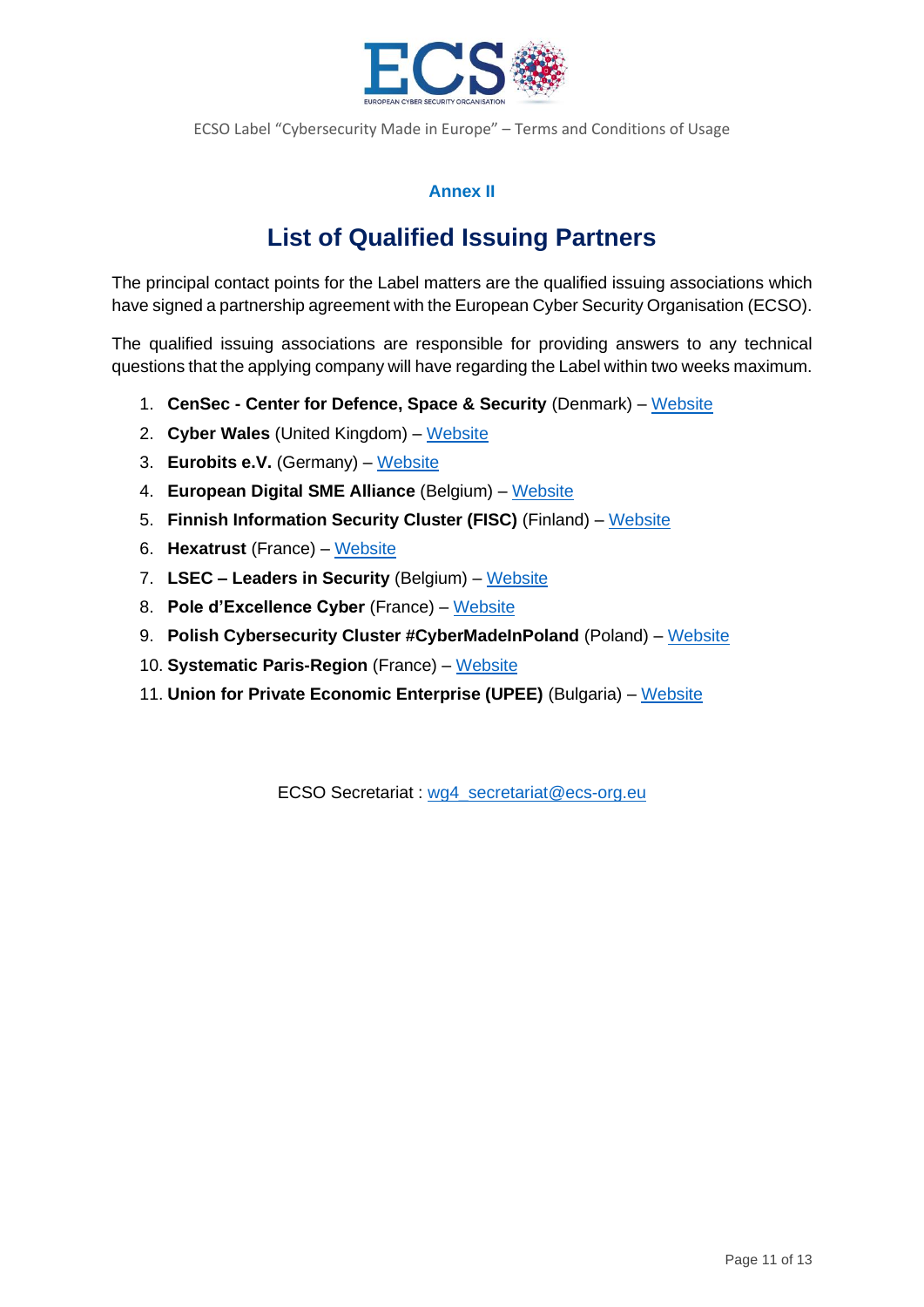**Annex II**

# List of Qualified Issuing Partners

The principal contact points for the Label matters are the qualified issuing associations which have signed a partnership agreement with the European Cyber Security Organisation (ECSO).

The qualified issuing associations are responsible for providing answers to any technical questions that the applying company will have regarding the Label within two weeks maximum.

1. **CenSec - Center for Defence, Space & Security** (Denmark) – Website
2. **Cyber Wales** (United Kingdom) – Website
3. **Eurobits e.V.** (Germany) – Website
4. **European Digital SME Alliance** (Belgium) – Website
5. **Finnish Information Security Cluster (FISC)** (Finland) – Website
6. **Hexatrust** (France) – Website
7. **LSEC – Leaders in Security** (Belgium) – Website
8. **Pole d'Excellence Cyber** (France) – Website
9. **Polish Cybersecurity Cluster #CyberMadeInPoland** (Poland) – Website
10. **Systematic Paris-Region** (France) – Website
11. **Union for Private Economic Enterprise (UPEE)** (Bulgaria) – Website

ECSO Secretariat : wg4_secretariat@ecs-org.eu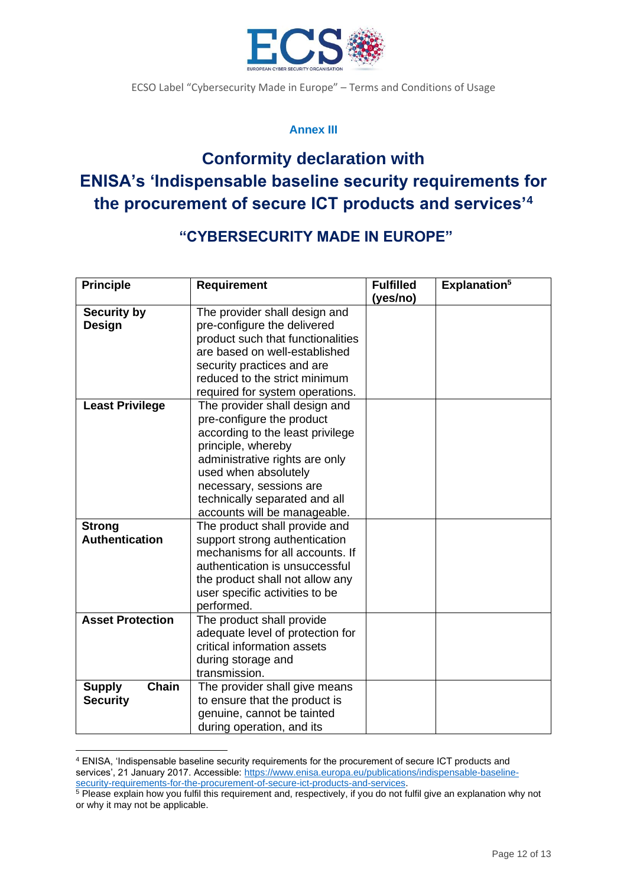**Annex III**

# Conformity declaration with ENISA's 'Indispensable baseline security requirements for the procurement of secure ICT products and services'[4]

## "CYBERSECURITY MADE IN EUROPE"

| Principle | Requirement | Fulfilled (yes/no) | Explanation[5] |
|---|---|---|---|
| **Security by Design** | The provider shall design and pre-configure the delivered product such that functionalities are based on well-established security practices and are reduced to the strict minimum required for system operations. | | |
| **Least Privilege** | The provider shall design and pre-configure the product according to the least privilege principle, whereby administrative rights are only used when absolutely necessary, sessions are technically separated and all accounts will be manageable. | | |
| **Strong Authentication** | The product shall provide and support strong authentication mechanisms for all accounts. If authentication is unsuccessful the product shall not allow any user specific activities to be performed. | | |
| **Asset Protection** | The product shall provide adequate level of protection for critical information assets during storage and transmission. | | |
| **Supply Chain Security** | The provider shall give means to ensure that the product is genuine, cannot be tainted during operation, and its | | |

[4] ENISA, 'Indispensable baseline security requirements for the procurement of secure ICT products and services', 21 January 2017. Accessible: https://www.enisa.europa.eu/publications/indispensable-baseline-security-requirements-for-the-procurement-of-secure-ict-products-and-services.

[5] Please explain how you fulfil this requirement and, respectively, if you do not fulfil give an explanation why not or why it may not be applicable.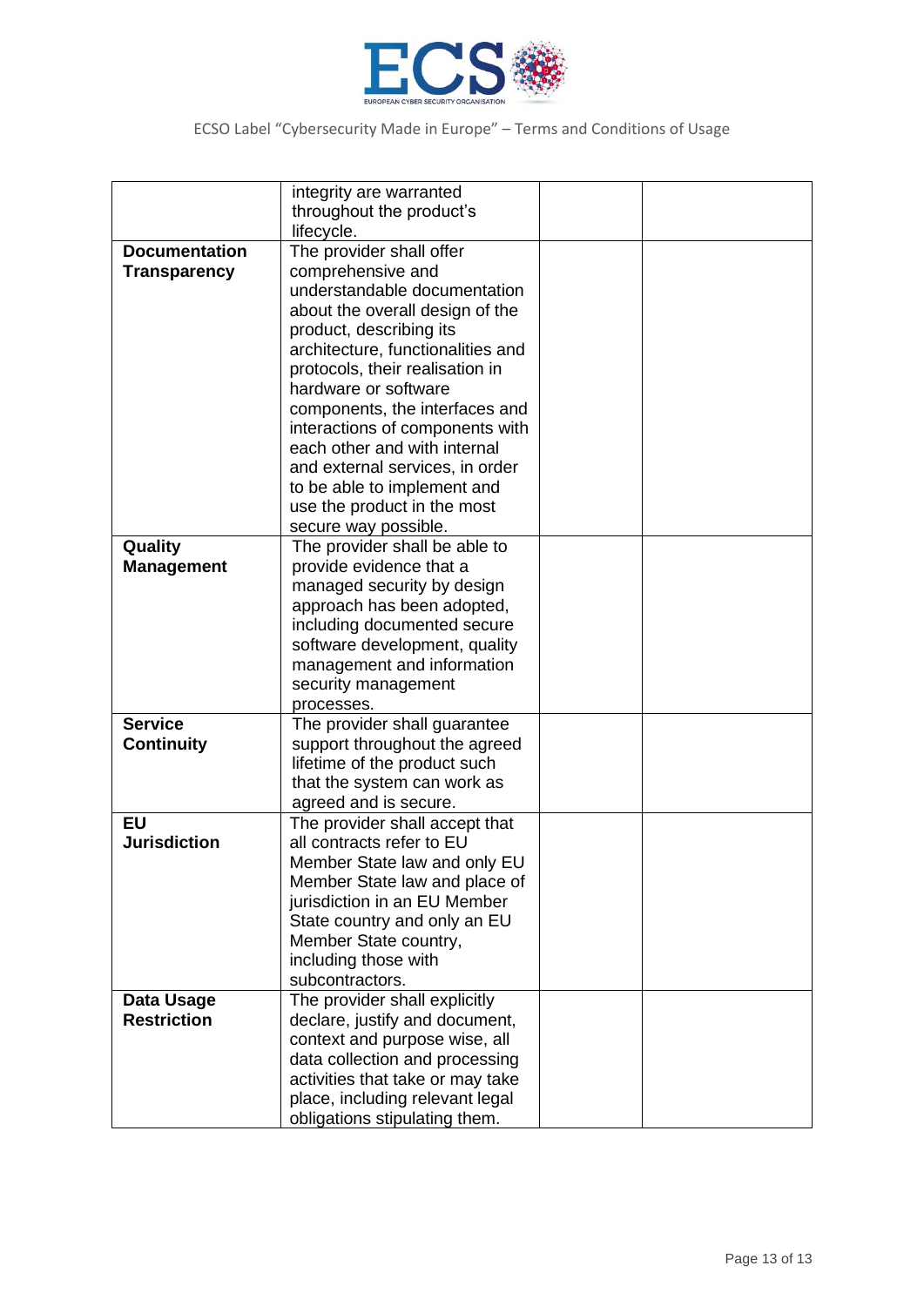| | | | |
|---|---|---|---|
| | integrity are warranted throughout the product's lifecycle. | | |
| **Documentation Transparency** | The provider shall offer comprehensive and understandable documentation about the overall design of the product, describing its architecture, functionalities and protocols, their realisation in hardware or software components, the interfaces and interactions of components with each other and with internal and external services, in order to be able to implement and use the product in the most secure way possible. | | |
| **Quality Management** | The provider shall be able to provide evidence that a managed security by design approach has been adopted, including documented secure software development, quality management and information security management processes. | | |
| **Service Continuity** | The provider shall guarantee support throughout the agreed lifetime of the product such that the system can work as agreed and is secure. | | |
| **EU Jurisdiction** | The provider shall accept that all contracts refer to EU Member State law and only EU Member State law and place of jurisdiction in an EU Member State country and only an EU Member State country, including those with subcontractors. | | |
| **Data Usage Restriction** | The provider shall explicitly declare, justify and document, context and purpose wise, all data collection and processing activities that take or may take place, including relevant legal obligations stipulating them. | | |